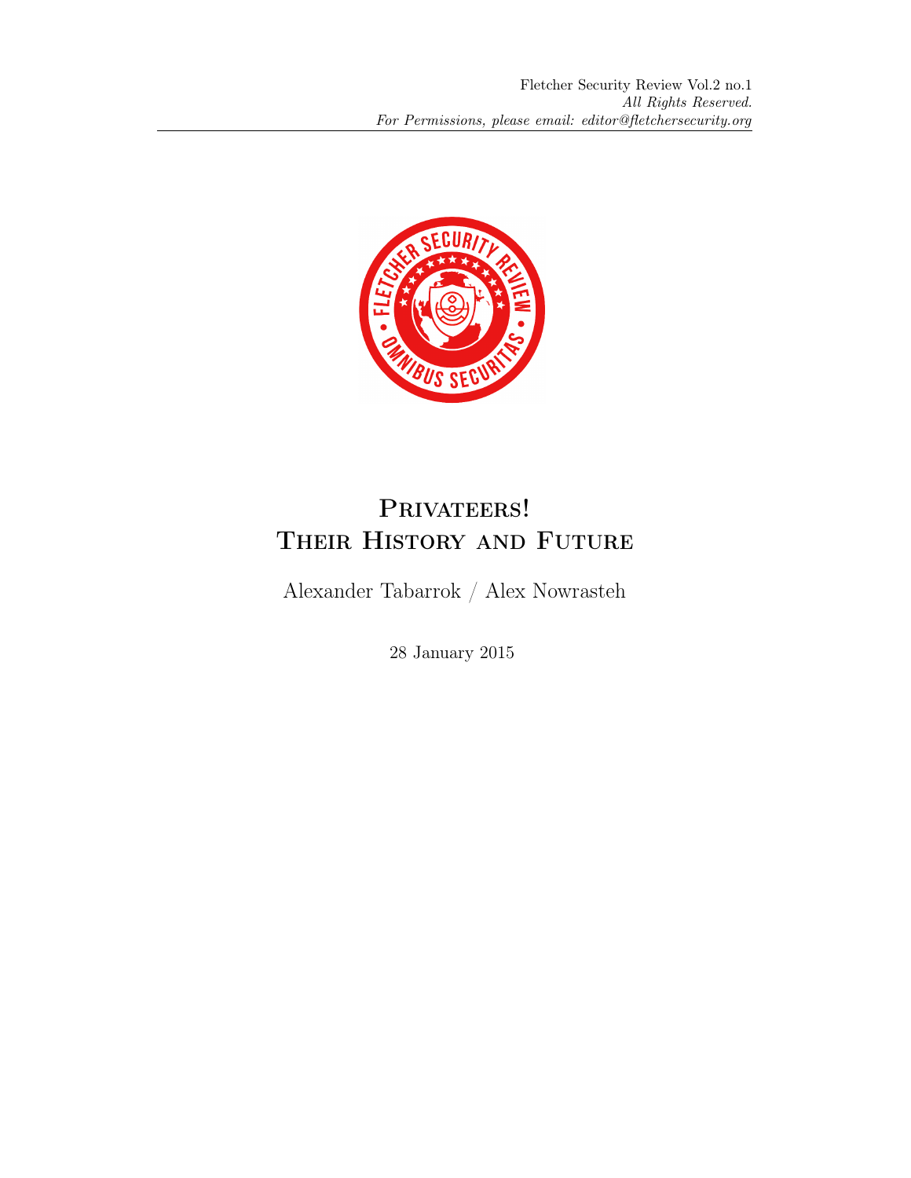Fletcher Security Review Vol.2 no.1
*All Rights Reserved.*
*For Permissions, please email: editor@fletchersecurity.org*

# Privateers! Their History and Future

Alexander Tabarrok / Alex Nowrasteh

28 January 2015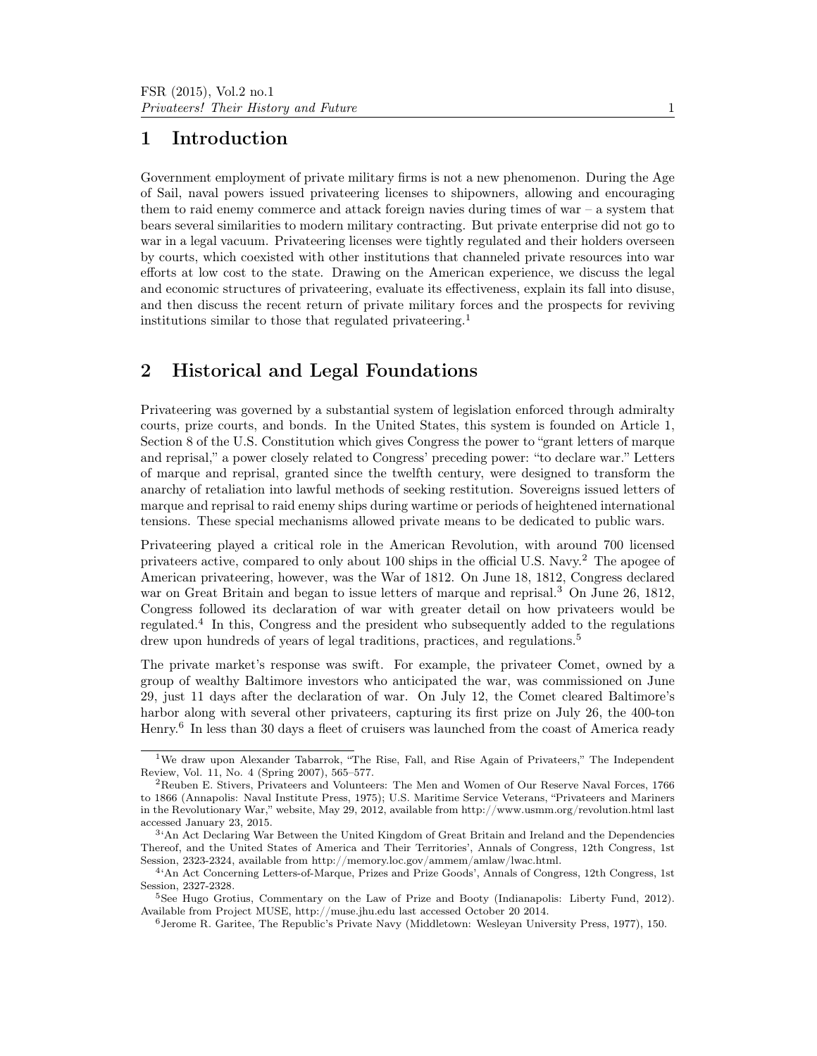# 1 Introduction

Government employment of private military firms is not a new phenomenon. During the Age of Sail, naval powers issued privateering licenses to shipowners, allowing and encouraging them to raid enemy commerce and attack foreign navies during times of war – a system that bears several similarities to modern military contracting. But private enterprise did not go to war in a legal vacuum. Privateering licenses were tightly regulated and their holders overseen by courts, which coexisted with other institutions that channeled private resources into war efforts at low cost to the state. Drawing on the American experience, we discuss the legal and economic structures of privateering, evaluate its effectiveness, explain its fall into disuse, and then discuss the recent return of private military forces and the prospects for reviving institutions similar to those that regulated privateering.[1]

# 2 Historical and Legal Foundations

Privateering was governed by a substantial system of legislation enforced through admiralty courts, prize courts, and bonds. In the United States, this system is founded on Article 1, Section 8 of the U.S. Constitution which gives Congress the power to "grant letters of marque and reprisal," a power closely related to Congress' preceding power: "to declare war." Letters of marque and reprisal, granted since the twelfth century, were designed to transform the anarchy of retaliation into lawful methods of seeking restitution. Sovereigns issued letters of marque and reprisal to raid enemy ships during wartime or periods of heightened international tensions. These special mechanisms allowed private means to be dedicated to public wars.

Privateering played a critical role in the American Revolution, with around 700 licensed privateers active, compared to only about 100 ships in the official U.S. Navy.[2] The apogee of American privateering, however, was the War of 1812. On June 18, 1812, Congress declared war on Great Britain and began to issue letters of marque and reprisal.[3] On June 26, 1812, Congress followed its declaration of war with greater detail on how privateers would be regulated.[4] In this, Congress and the president who subsequently added to the regulations drew upon hundreds of years of legal traditions, practices, and regulations.[5]

The private market's response was swift. For example, the privateer Comet, owned by a group of wealthy Baltimore investors who anticipated the war, was commissioned on June 29, just 11 days after the declaration of war. On July 12, the Comet cleared Baltimore's harbor along with several other privateers, capturing its first prize on July 26, the 400-ton Henry.[6] In less than 30 days a fleet of cruisers was launched from the coast of America ready

[1] We draw upon Alexander Tabarrok, "The Rise, Fall, and Rise Again of Privateers," The Independent Review, Vol. 11, No. 4 (Spring 2007), 565–577.

[2] Reuben E. Stivers, Privateers and Volunteers: The Men and Women of Our Reserve Naval Forces, 1766 to 1866 (Annapolis: Naval Institute Press, 1975); U.S. Maritime Service Veterans, "Privateers and Mariners in the Revolutionary War," website, May 29, 2012, available from http://www.usmm.org/revolution.html last accessed January 23, 2015.

[3] 'An Act Declaring War Between the United Kingdom of Great Britain and Ireland and the Dependencies Thereof, and the United States of America and Their Territories', Annals of Congress, 12th Congress, 1st Session, 2323-2324, available from http://memory.loc.gov/ammem/amlaw/lwac.html.

[4] 'An Act Concerning Letters-of-Marque, Prizes and Prize Goods', Annals of Congress, 12th Congress, 1st Session, 2327-2328.

[5] See Hugo Grotius, Commentary on the Law of Prize and Booty (Indianapolis: Liberty Fund, 2012). Available from Project MUSE, http://muse.jhu.edu last accessed October 20 2014.

[6] Jerome R. Garitee, The Republic's Private Navy (Middletown: Wesleyan University Press, 1977), 150.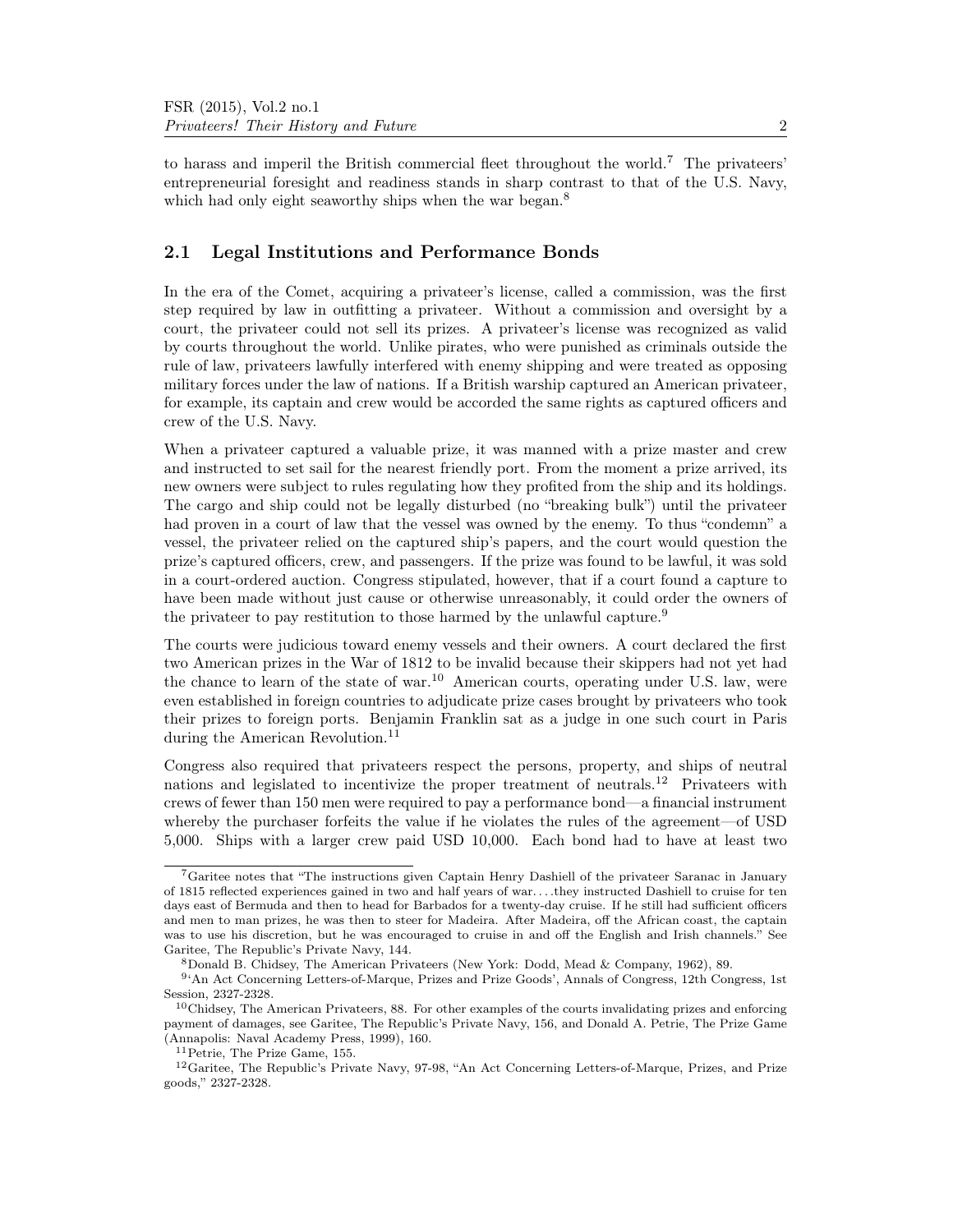to harass and imperil the British commercial fleet throughout the world.[7] The privateers' entrepreneurial foresight and readiness stands in sharp contrast to that of the U.S. Navy, which had only eight seaworthy ships when the war began.[8]

## 2.1 Legal Institutions and Performance Bonds

In the era of the Comet, acquiring a privateer's license, called a commission, was the first step required by law in outfitting a privateer. Without a commission and oversight by a court, the privateer could not sell its prizes. A privateer's license was recognized as valid by courts throughout the world. Unlike pirates, who were punished as criminals outside the rule of law, privateers lawfully interfered with enemy shipping and were treated as opposing military forces under the law of nations. If a British warship captured an American privateer, for example, its captain and crew would be accorded the same rights as captured officers and crew of the U.S. Navy.

When a privateer captured a valuable prize, it was manned with a prize master and crew and instructed to set sail for the nearest friendly port. From the moment a prize arrived, its new owners were subject to rules regulating how they profited from the ship and its holdings. The cargo and ship could not be legally disturbed (no "breaking bulk") until the privateer had proven in a court of law that the vessel was owned by the enemy. To thus "condemn" a vessel, the privateer relied on the captured ship's papers, and the court would question the prize's captured officers, crew, and passengers. If the prize was found to be lawful, it was sold in a court-ordered auction. Congress stipulated, however, that if a court found a capture to have been made without just cause or otherwise unreasonably, it could order the owners of the privateer to pay restitution to those harmed by the unlawful capture.[9]

The courts were judicious toward enemy vessels and their owners. A court declared the first two American prizes in the War of 1812 to be invalid because their skippers had not yet had the chance to learn of the state of war.[10] American courts, operating under U.S. law, were even established in foreign countries to adjudicate prize cases brought by privateers who took their prizes to foreign ports. Benjamin Franklin sat as a judge in one such court in Paris during the American Revolution.[11]

Congress also required that privateers respect the persons, property, and ships of neutral nations and legislated to incentivize the proper treatment of neutrals.[12] Privateers with crews of fewer than 150 men were required to pay a performance bond—a financial instrument whereby the purchaser forfeits the value if he violates the rules of the agreement—of USD 5,000. Ships with a larger crew paid USD 10,000. Each bond had to have at least two

---

[7] Garitee notes that "The instructions given Captain Henry Dashiell of the privateer Saranac in January of 1815 reflected experiences gained in two and half years of war. . . .they instructed Dashiell to cruise for ten days east of Bermuda and then to head for Barbados for a twenty-day cruise. If he still had sufficient officers and men to man prizes, he was then to steer for Madeira. After Madeira, off the African coast, the captain was to use his discretion, but he was encouraged to cruise in and off the English and Irish channels." See Garitee, The Republic's Private Navy, 144.

[8] Donald B. Chidsey, The American Privateers (New York: Dodd, Mead & Company, 1962), 89.

[9] 'An Act Concerning Letters-of-Marque, Prizes and Prize Goods', Annals of Congress, 12th Congress, 1st Session, 2327-2328.

[10] Chidsey, The American Privateers, 88. For other examples of the courts invalidating prizes and enforcing payment of damages, see Garitee, The Republic's Private Navy, 156, and Donald A. Petrie, The Prize Game (Annapolis: Naval Academy Press, 1999), 160.

[11] Petrie, The Prize Game, 155.

[12] Garitee, The Republic's Private Navy, 97-98, "An Act Concerning Letters-of-Marque, Prizes, and Prize goods," 2327-2328.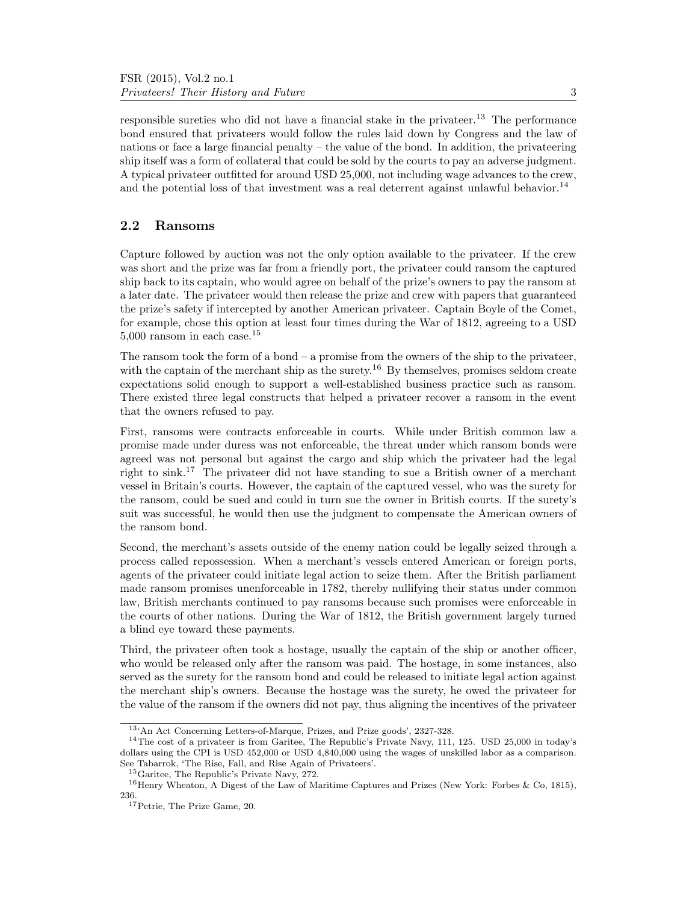responsible sureties who did not have a financial stake in the privateer.[13] The performance bond ensured that privateers would follow the rules laid down by Congress and the law of nations or face a large financial penalty – the value of the bond. In addition, the privateering ship itself was a form of collateral that could be sold by the courts to pay an adverse judgment. A typical privateer outfitted for around USD 25,000, not including wage advances to the crew, and the potential loss of that investment was a real deterrent against unlawful behavior.[14]

## 2.2 Ransoms

Capture followed by auction was not the only option available to the privateer. If the crew was short and the prize was far from a friendly port, the privateer could ransom the captured ship back to its captain, who would agree on behalf of the prize's owners to pay the ransom at a later date. The privateer would then release the prize and crew with papers that guaranteed the prize's safety if intercepted by another American privateer. Captain Boyle of the Comet, for example, chose this option at least four times during the War of 1812, agreeing to a USD 5,000 ransom in each case.[15]

The ransom took the form of a bond – a promise from the owners of the ship to the privateer, with the captain of the merchant ship as the surety.[16] By themselves, promises seldom create expectations solid enough to support a well-established business practice such as ransom. There existed three legal constructs that helped a privateer recover a ransom in the event that the owners refused to pay.

First, ransoms were contracts enforceable in courts. While under British common law a promise made under duress was not enforceable, the threat under which ransom bonds were agreed was not personal but against the cargo and ship which the privateer had the legal right to sink.[17] The privateer did not have standing to sue a British owner of a merchant vessel in Britain's courts. However, the captain of the captured vessel, who was the surety for the ransom, could be sued and could in turn sue the owner in British courts. If the surety's suit was successful, he would then use the judgment to compensate the American owners of the ransom bond.

Second, the merchant's assets outside of the enemy nation could be legally seized through a process called repossession. When a merchant's vessels entered American or foreign ports, agents of the privateer could initiate legal action to seize them. After the British parliament made ransom promises unenforceable in 1782, thereby nullifying their status under common law, British merchants continued to pay ransoms because such promises were enforceable in the courts of other nations. During the War of 1812, the British government largely turned a blind eye toward these payments.

Third, the privateer often took a hostage, usually the captain of the ship or another officer, who would be released only after the ransom was paid. The hostage, in some instances, also served as the surety for the ransom bond and could be released to initiate legal action against the merchant ship's owners. Because the hostage was the surety, he owed the privateer for the value of the ransom if the owners did not pay, thus aligning the incentives of the privateer

[13] 'An Act Concerning Letters-of-Marque, Prizes, and Prize goods', 2327-328.

[14] The cost of a privateer is from Garitee, The Republic's Private Navy, 111, 125. USD 25,000 in today's dollars using the CPI is USD 452,000 or USD 4,840,000 using the wages of unskilled labor as a comparison. See Tabarrok, 'The Rise, Fall, and Rise Again of Privateers'.

[15] Garitee, The Republic's Private Navy, 272.

[16] Henry Wheaton, A Digest of the Law of Maritime Captures and Prizes (New York: Forbes & Co, 1815), 236.

[17] Petrie, The Prize Game, 20.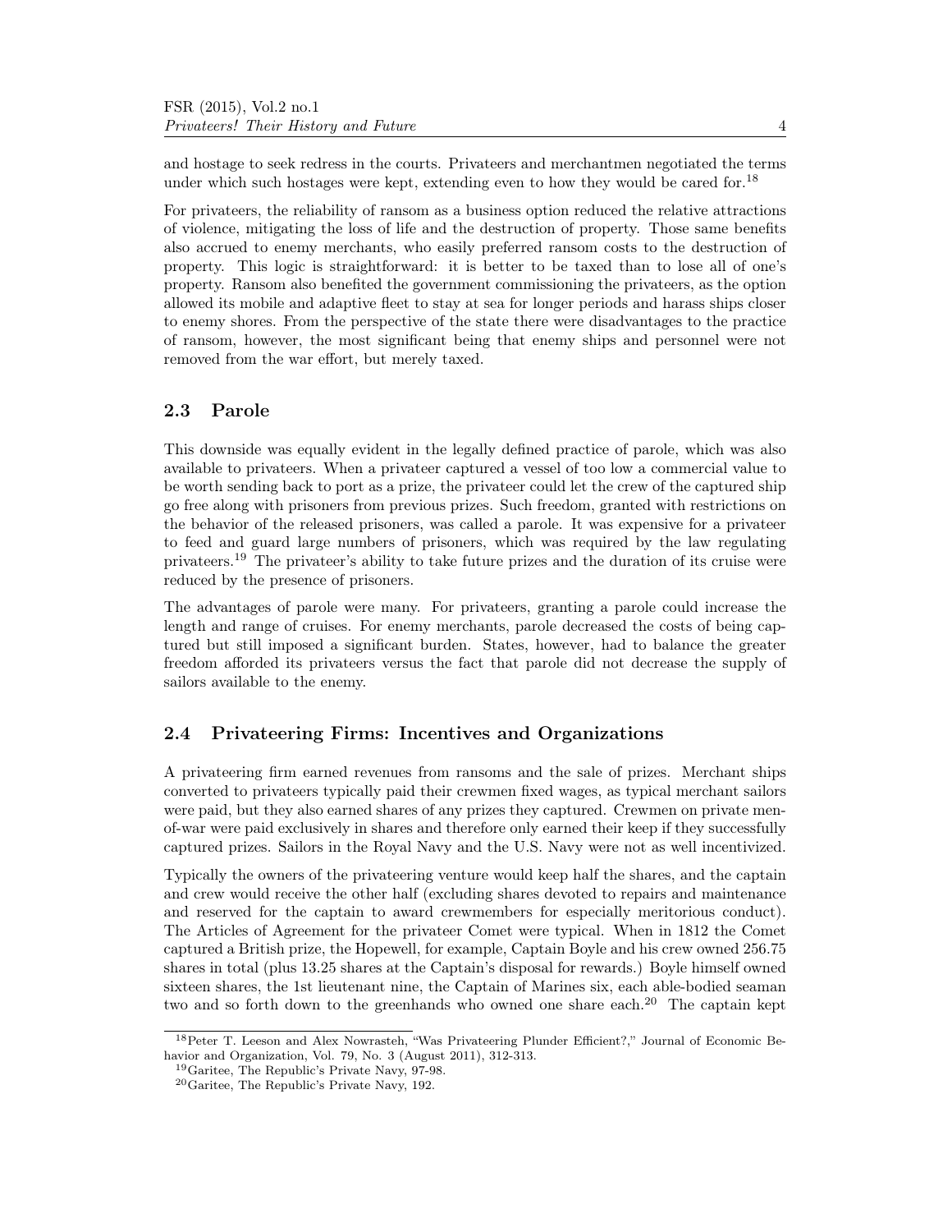and hostage to seek redress in the courts. Privateers and merchantmen negotiated the terms under which such hostages were kept, extending even to how they would be cared for.[18]

For privateers, the reliability of ransom as a business option reduced the relative attractions of violence, mitigating the loss of life and the destruction of property. Those same benefits also accrued to enemy merchants, who easily preferred ransom costs to the destruction of property. This logic is straightforward: it is better to be taxed than to lose all of one's property. Ransom also benefited the government commissioning the privateers, as the option allowed its mobile and adaptive fleet to stay at sea for longer periods and harass ships closer to enemy shores. From the perspective of the state there were disadvantages to the practice of ransom, however, the most significant being that enemy ships and personnel were not removed from the war effort, but merely taxed.

## 2.3 Parole

This downside was equally evident in the legally defined practice of parole, which was also available to privateers. When a privateer captured a vessel of too low a commercial value to be worth sending back to port as a prize, the privateer could let the crew of the captured ship go free along with prisoners from previous prizes. Such freedom, granted with restrictions on the behavior of the released prisoners, was called a parole. It was expensive for a privateer to feed and guard large numbers of prisoners, which was required by the law regulating privateers.[19] The privateer's ability to take future prizes and the duration of its cruise were reduced by the presence of prisoners.

The advantages of parole were many. For privateers, granting a parole could increase the length and range of cruises. For enemy merchants, parole decreased the costs of being captured but still imposed a significant burden. States, however, had to balance the greater freedom afforded its privateers versus the fact that parole did not decrease the supply of sailors available to the enemy.

## 2.4 Privateering Firms: Incentives and Organizations

A privateering firm earned revenues from ransoms and the sale of prizes. Merchant ships converted to privateers typically paid their crewmen fixed wages, as typical merchant sailors were paid, but they also earned shares of any prizes they captured. Crewmen on private men-of-war were paid exclusively in shares and therefore only earned their keep if they successfully captured prizes. Sailors in the Royal Navy and the U.S. Navy were not as well incentivized.

Typically the owners of the privateering venture would keep half the shares, and the captain and crew would receive the other half (excluding shares devoted to repairs and maintenance and reserved for the captain to award crewmembers for especially meritorious conduct). The Articles of Agreement for the privateer Comet were typical. When in 1812 the Comet captured a British prize, the Hopewell, for example, Captain Boyle and his crew owned 256.75 shares in total (plus 13.25 shares at the Captain's disposal for rewards.) Boyle himself owned sixteen shares, the 1st lieutenant nine, the Captain of Marines six, each able-bodied seaman two and so forth down to the greenhands who owned one share each.[20] The captain kept

[18] Peter T. Leeson and Alex Nowrasteh, "Was Privateering Plunder Efficient?," Journal of Economic Behavior and Organization, Vol. 79, No. 3 (August 2011), 312-313.

[19] Garitee, The Republic's Private Navy, 97-98.

[20] Garitee, The Republic's Private Navy, 192.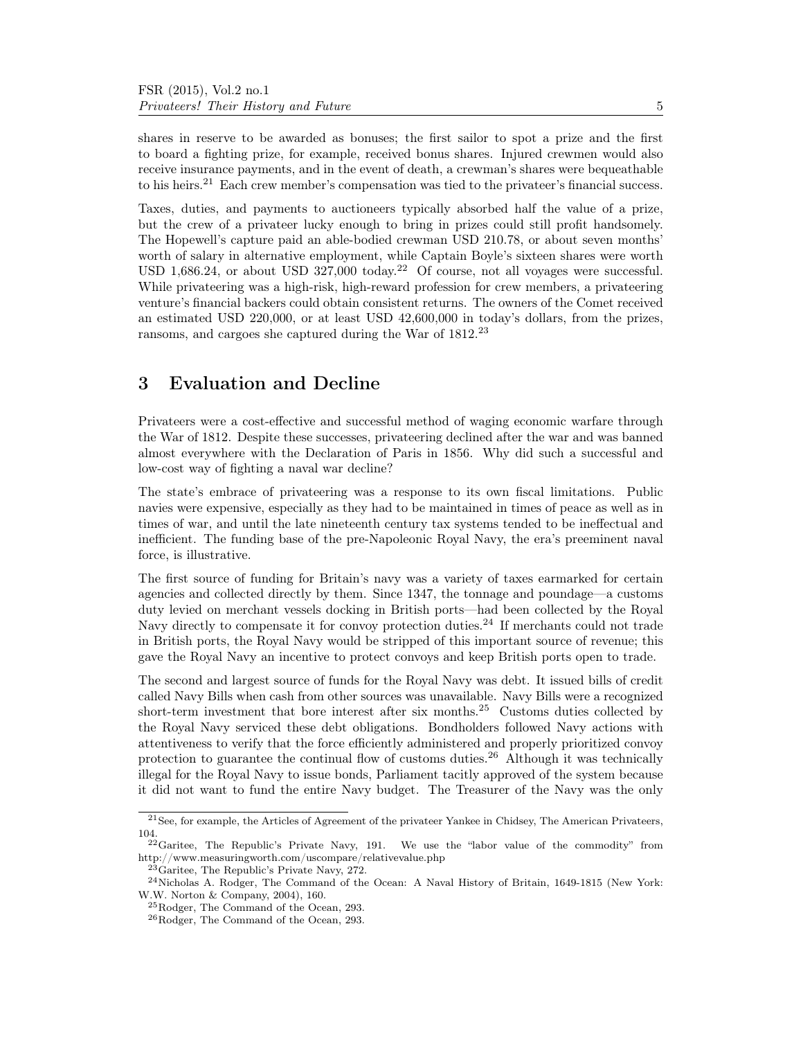shares in reserve to be awarded as bonuses; the first sailor to spot a prize and the first to board a fighting prize, for example, received bonus shares. Injured crewmen would also receive insurance payments, and in the event of death, a crewman's shares were bequeathable to his heirs.[21] Each crew member's compensation was tied to the privateer's financial success.

Taxes, duties, and payments to auctioneers typically absorbed half the value of a prize, but the crew of a privateer lucky enough to bring in prizes could still profit handsomely. The Hopewell's capture paid an able-bodied crewman USD 210.78, or about seven months' worth of salary in alternative employment, while Captain Boyle's sixteen shares were worth USD 1,686.24, or about USD 327,000 today.[22] Of course, not all voyages were successful. While privateering was a high-risk, high-reward profession for crew members, a privateering venture's financial backers could obtain consistent returns. The owners of the Comet received an estimated USD 220,000, or at least USD 42,600,000 in today's dollars, from the prizes, ransoms, and cargoes she captured during the War of 1812.[23]

## 3 Evaluation and Decline

Privateers were a cost-effective and successful method of waging economic warfare through the War of 1812. Despite these successes, privateering declined after the war and was banned almost everywhere with the Declaration of Paris in 1856. Why did such a successful and low-cost way of fighting a naval war decline?

The state's embrace of privateering was a response to its own fiscal limitations. Public navies were expensive, especially as they had to be maintained in times of peace as well as in times of war, and until the late nineteenth century tax systems tended to be ineffectual and inefficient. The funding base of the pre-Napoleonic Royal Navy, the era's preeminent naval force, is illustrative.

The first source of funding for Britain's navy was a variety of taxes earmarked for certain agencies and collected directly by them. Since 1347, the tonnage and poundage—a customs duty levied on merchant vessels docking in British ports—had been collected by the Royal Navy directly to compensate it for convoy protection duties.[24] If merchants could not trade in British ports, the Royal Navy would be stripped of this important source of revenue; this gave the Royal Navy an incentive to protect convoys and keep British ports open to trade.

The second and largest source of funds for the Royal Navy was debt. It issued bills of credit called Navy Bills when cash from other sources was unavailable. Navy Bills were a recognized short-term investment that bore interest after six months.[25] Customs duties collected by the Royal Navy serviced these debt obligations. Bondholders followed Navy actions with attentiveness to verify that the force efficiently administered and properly prioritized convoy protection to guarantee the continual flow of customs duties.[26] Although it was technically illegal for the Royal Navy to issue bonds, Parliament tacitly approved of the system because it did not want to fund the entire Navy budget. The Treasurer of the Navy was the only

---

[21] See, for example, the Articles of Agreement of the privateer Yankee in Chidsey, The American Privateers, 104.

[22] Garitee, The Republic's Private Navy, 191. We use the "labor value of the commodity" from http://www.measuringworth.com/uscompare/relativevalue.php

[23] Garitee, The Republic's Private Navy, 272.

[24] Nicholas A. Rodger, The Command of the Ocean: A Naval History of Britain, 1649-1815 (New York: W.W. Norton & Company, 2004), 160.

[25] Rodger, The Command of the Ocean, 293.

[26] Rodger, The Command of the Ocean, 293.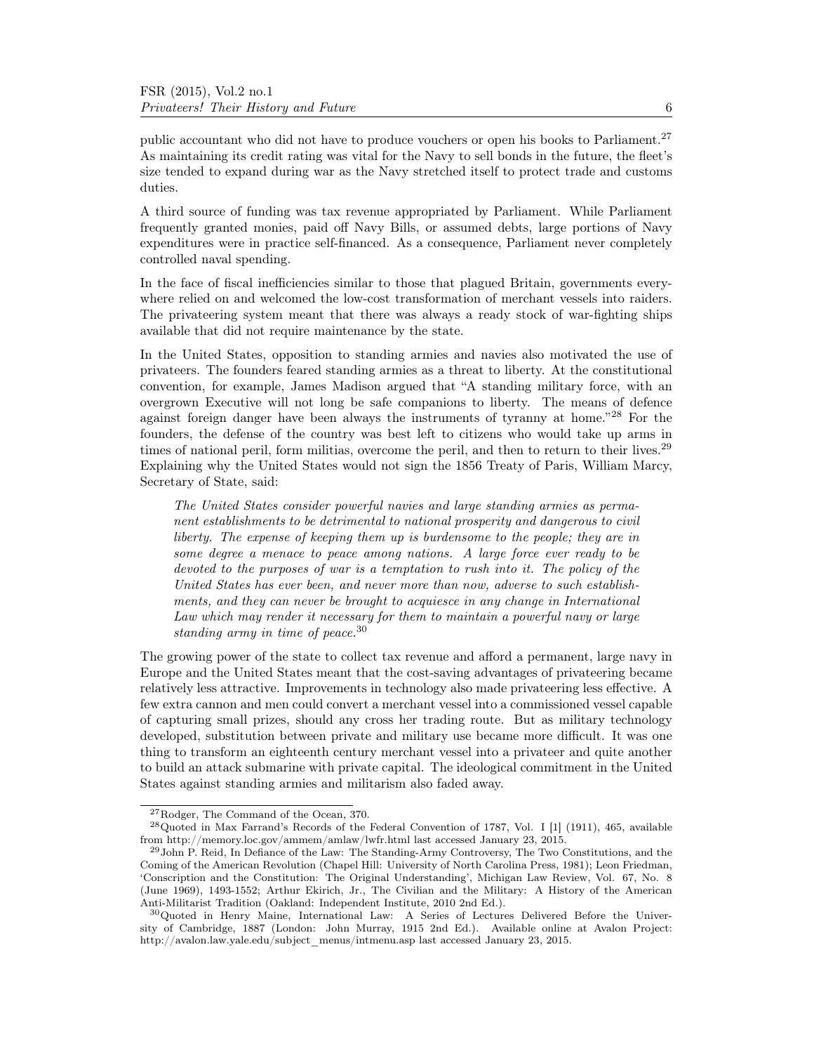public accountant who did not have to produce vouchers or open his books to Parliament.[27] As maintaining its credit rating was vital for the Navy to sell bonds in the future, the fleet's size tended to expand during war as the Navy stretched itself to protect trade and customs duties.

A third source of funding was tax revenue appropriated by Parliament. While Parliament frequently granted monies, paid off Navy Bills, or assumed debts, large portions of Navy expenditures were in practice self-financed. As a consequence, Parliament never completely controlled naval spending.

In the face of fiscal inefficiencies similar to those that plagued Britain, governments everywhere relied on and welcomed the low-cost transformation of merchant vessels into raiders. The privateering system meant that there was always a ready stock of war-fighting ships available that did not require maintenance by the state.

In the United States, opposition to standing armies and navies also motivated the use of privateers. The founders feared standing armies as a threat to liberty. At the constitutional convention, for example, James Madison argued that "A standing military force, with an overgrown Executive will not long be safe companions to liberty. The means of defence against foreign danger have been always the instruments of tyranny at home."[28] For the founders, the defense of the country was best left to citizens who would take up arms in times of national peril, form militias, overcome the peril, and then to return to their lives.[29] Explaining why the United States would not sign the 1856 Treaty of Paris, William Marcy, Secretary of State, said:

> *The United States consider powerful navies and large standing armies as permanent establishments to be detrimental to national prosperity and dangerous to civil liberty. The expense of keeping them up is burdensome to the people; they are in some degree a menace to peace among nations. A large force ever ready to be devoted to the purposes of war is a temptation to rush into it. The policy of the United States has ever been, and never more than now, adverse to such establishments, and they can never be brought to acquiesce in any change in International Law which may render it necessary for them to maintain a powerful navy or large standing army in time of peace.*[30]

The growing power of the state to collect tax revenue and afford a permanent, large navy in Europe and the United States meant that the cost-saving advantages of privateering became relatively less attractive. Improvements in technology also made privateering less effective. A few extra cannon and men could convert a merchant vessel into a commissioned vessel capable of capturing small prizes, should any cross her trading route. But as military technology developed, substitution between private and military use became more difficult. It was one thing to transform an eighteenth century merchant vessel into a privateer and quite another to build an attack submarine with private capital. The ideological commitment in the United States against standing armies and militarism also faded away.

---

[27] Rodger, The Command of the Ocean, 370.

[28] Quoted in Max Farrand's Records of the Federal Convention of 1787, Vol. I [1] (1911), 465, available from http://memory.loc.gov/ammem/amlaw/lwfr.html last accessed January 23, 2015.

[29] John P. Reid, In Defiance of the Law: The Standing-Army Controversy, The Two Constitutions, and the Coming of the American Revolution (Chapel Hill: University of North Carolina Press, 1981); Leon Friedman, 'Conscription and the Constitution: The Original Understanding', Michigan Law Review, Vol. 67, No. 8 (June 1969), 1493-1552; Arthur Ekirich, Jr., The Civilian and the Military: A History of the American Anti-Militarist Tradition (Oakland: Independent Institute, 2010 2nd Ed.).

[30] Quoted in Henry Maine, International Law: A Series of Lectures Delivered Before the University of Cambridge, 1887 (London: John Murray, 1915 2nd Ed.). Available online at Avalon Project: http://avalon.law.yale.edu/subject_menus/intmenu.asp last accessed January 23, 2015.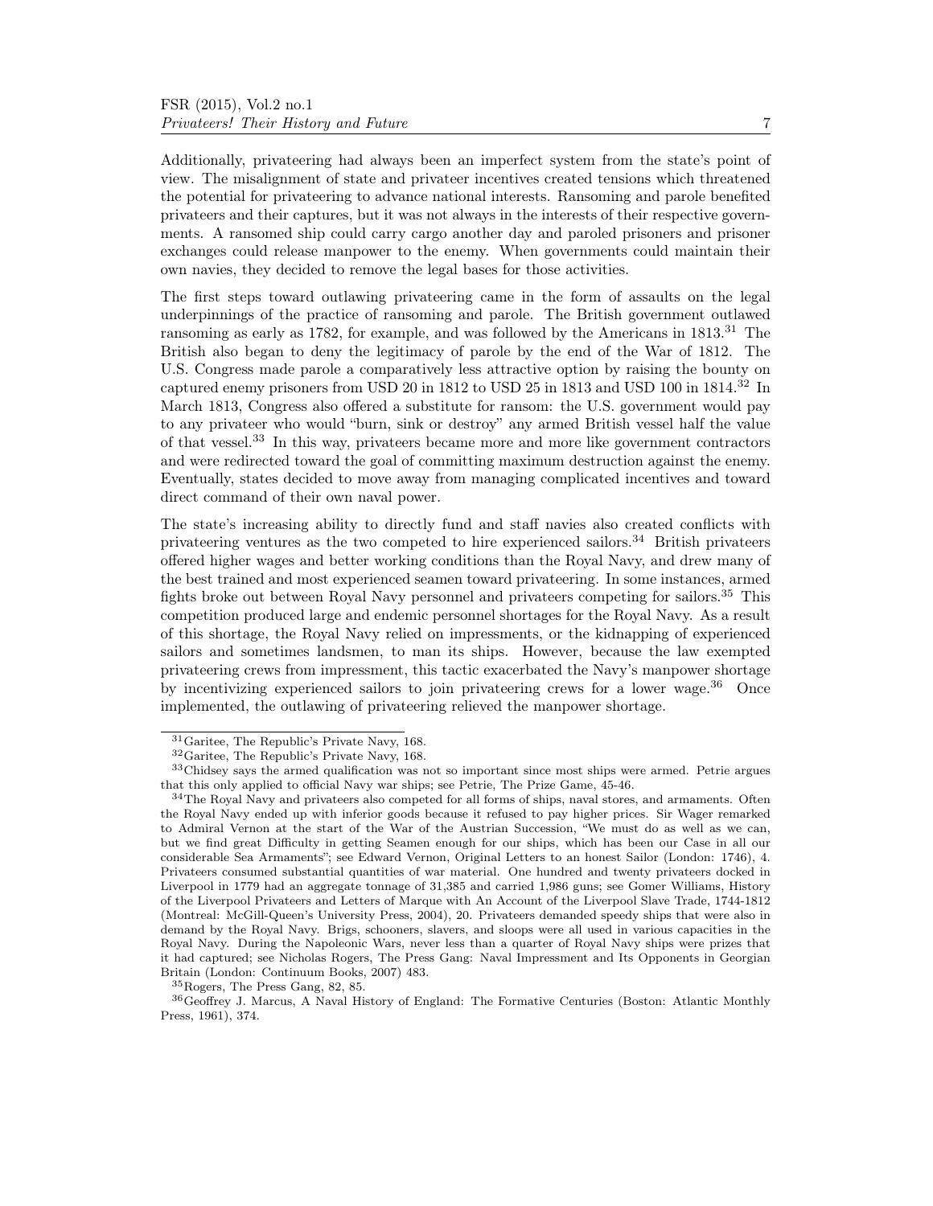Additionally, privateering had always been an imperfect system from the state's point of view. The misalignment of state and privateer incentives created tensions which threatened the potential for privateering to advance national interests. Ransoming and parole benefited privateers and their captures, but it was not always in the interests of their respective governments. A ransomed ship could carry cargo another day and paroled prisoners and prisoner exchanges could release manpower to the enemy. When governments could maintain their own navies, they decided to remove the legal bases for those activities.

The first steps toward outlawing privateering came in the form of assaults on the legal underpinnings of the practice of ransoming and parole. The British government outlawed ransoming as early as 1782, for example, and was followed by the Americans in 1813.[31] The British also began to deny the legitimacy of parole by the end of the War of 1812. The U.S. Congress made parole a comparatively less attractive option by raising the bounty on captured enemy prisoners from USD 20 in 1812 to USD 25 in 1813 and USD 100 in 1814.[32] In March 1813, Congress also offered a substitute for ransom: the U.S. government would pay to any privateer who would "burn, sink or destroy" any armed British vessel half the value of that vessel.[33] In this way, privateers became more and more like government contractors and were redirected toward the goal of committing maximum destruction against the enemy. Eventually, states decided to move away from managing complicated incentives and toward direct command of their own naval power.

The state's increasing ability to directly fund and staff navies also created conflicts with privateering ventures as the two competed to hire experienced sailors.[34] British privateers offered higher wages and better working conditions than the Royal Navy, and drew many of the best trained and most experienced seamen toward privateering. In some instances, armed fights broke out between Royal Navy personnel and privateers competing for sailors.[35] This competition produced large and endemic personnel shortages for the Royal Navy. As a result of this shortage, the Royal Navy relied on impressments, or the kidnapping of experienced sailors and sometimes landsmen, to man its ships. However, because the law exempted privateering crews from impressment, this tactic exacerbated the Navy's manpower shortage by incentivizing experienced sailors to join privateering crews for a lower wage.[36] Once implemented, the outlawing of privateering relieved the manpower shortage.

---

[31] Garitee, The Republic's Private Navy, 168.

[32] Garitee, The Republic's Private Navy, 168.

[33] Chidsey says the armed qualification was not so important since most ships were armed. Petrie argues that this only applied to official Navy war ships; see Petrie, The Prize Game, 45-46.

[34] The Royal Navy and privateers also competed for all forms of ships, naval stores, and armaments. Often the Royal Navy ended up with inferior goods because it refused to pay higher prices. Sir Wager remarked to Admiral Vernon at the start of the War of the Austrian Succession, "We must do as well as we can, but we find great Difficulty in getting Seamen enough for our ships, which has been our Case in all our considerable Sea Armaments"; see Edward Vernon, Original Letters to an honest Sailor (London: 1746), 4. Privateers consumed substantial quantities of war material. One hundred and twenty privateers docked in Liverpool in 1779 had an aggregate tonnage of 31,385 and carried 1,986 guns; see Gomer Williams, History of the Liverpool Privateers and Letters of Marque with An Account of the Liverpool Slave Trade, 1744-1812 (Montreal: McGill-Queen's University Press, 2004), 20. Privateers demanded speedy ships that were also in demand by the Royal Navy. Brigs, schooners, slavers, and sloops were all used in various capacities in the Royal Navy. During the Napoleonic Wars, never less than a quarter of Royal Navy ships were prizes that it had captured; see Nicholas Rogers, The Press Gang: Naval Impressment and Its Opponents in Georgian Britain (London: Continuum Books, 2007) 483.

[35] Rogers, The Press Gang, 82, 85.

[36] Geoffrey J. Marcus, A Naval History of England: The Formative Centuries (Boston: Atlantic Monthly Press, 1961), 374.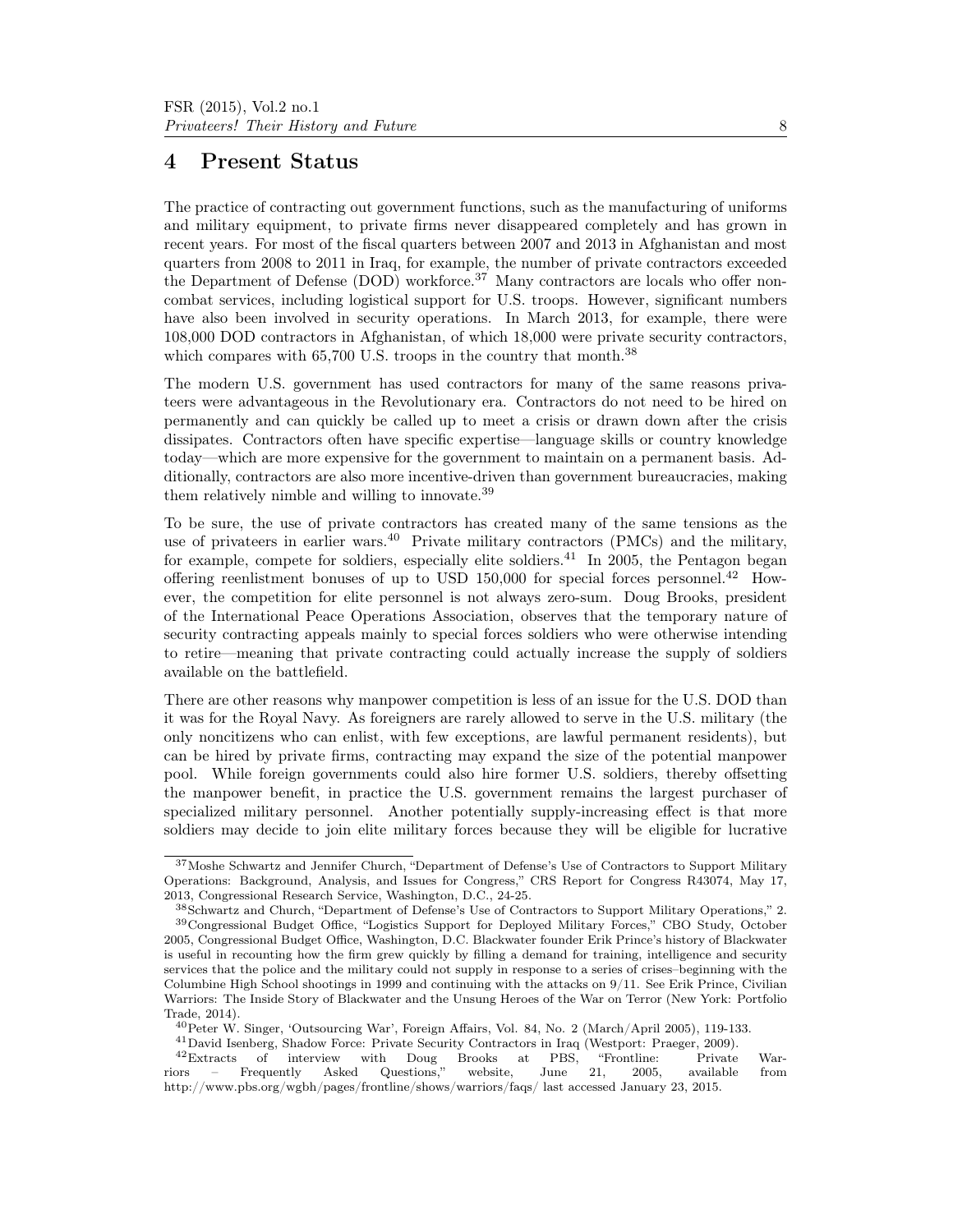## 4 Present Status

The practice of contracting out government functions, such as the manufacturing of uniforms and military equipment, to private firms never disappeared completely and has grown in recent years. For most of the fiscal quarters between 2007 and 2013 in Afghanistan and most quarters from 2008 to 2011 in Iraq, for example, the number of private contractors exceeded the Department of Defense (DOD) workforce.[37] Many contractors are locals who offer non-combat services, including logistical support for U.S. troops. However, significant numbers have also been involved in security operations. In March 2013, for example, there were 108,000 DOD contractors in Afghanistan, of which 18,000 were private security contractors, which compares with 65,700 U.S. troops in the country that month.[38]

The modern U.S. government has used contractors for many of the same reasons privateers were advantageous in the Revolutionary era. Contractors do not need to be hired on permanently and can quickly be called up to meet a crisis or drawn down after the crisis dissipates. Contractors often have specific expertise—language skills or country knowledge today—which are more expensive for the government to maintain on a permanent basis. Additionally, contractors are also more incentive-driven than government bureaucracies, making them relatively nimble and willing to innovate.[39]

To be sure, the use of private contractors has created many of the same tensions as the use of privateers in earlier wars.[40] Private military contractors (PMCs) and the military, for example, compete for soldiers, especially elite soldiers.[41] In 2005, the Pentagon began offering reenlistment bonuses of up to USD 150,000 for special forces personnel.[42] However, the competition for elite personnel is not always zero-sum. Doug Brooks, president of the International Peace Operations Association, observes that the temporary nature of security contracting appeals mainly to special forces soldiers who were otherwise intending to retire—meaning that private contracting could actually increase the supply of soldiers available on the battlefield.

There are other reasons why manpower competition is less of an issue for the U.S. DOD than it was for the Royal Navy. As foreigners are rarely allowed to serve in the U.S. military (the only noncitizens who can enlist, with few exceptions, are lawful permanent residents), but can be hired by private firms, contracting may expand the size of the potential manpower pool. While foreign governments could also hire former U.S. soldiers, thereby offsetting the manpower benefit, in practice the U.S. government remains the largest purchaser of specialized military personnel. Another potentially supply-increasing effect is that more soldiers may decide to join elite military forces because they will be eligible for lucrative

---

[37] Moshe Schwartz and Jennifer Church, "Department of Defense's Use of Contractors to Support Military Operations: Background, Analysis, and Issues for Congress," CRS Report for Congress R43074, May 17, 2013, Congressional Research Service, Washington, D.C., 24-25.

[38] Schwartz and Church, "Department of Defense's Use of Contractors to Support Military Operations," 2.

[39] Congressional Budget Office, "Logistics Support for Deployed Military Forces," CBO Study, October 2005, Congressional Budget Office, Washington, D.C. Blackwater founder Erik Prince's history of Blackwater is useful in recounting how the firm grew quickly by filling a demand for training, intelligence and security services that the police and the military could not supply in response to a series of crises–beginning with the Columbine High School shootings in 1999 and continuing with the attacks on 9/11. See Erik Prince, Civilian Warriors: The Inside Story of Blackwater and the Unsung Heroes of the War on Terror (New York: Portfolio Trade, 2014).

[40] Peter W. Singer, 'Outsourcing War', Foreign Affairs, Vol. 84, No. 2 (March/April 2005), 119-133.

[41] David Isenberg, Shadow Force: Private Security Contractors in Iraq (Westport: Praeger, 2009).

[42] Extracts of interview with Doug Brooks at PBS, "Frontline: Private Warriors – Frequently Asked Questions," website, June 21, 2005, available from http://www.pbs.org/wgbh/pages/frontline/shows/warriors/faqs/ last accessed January 23, 2015.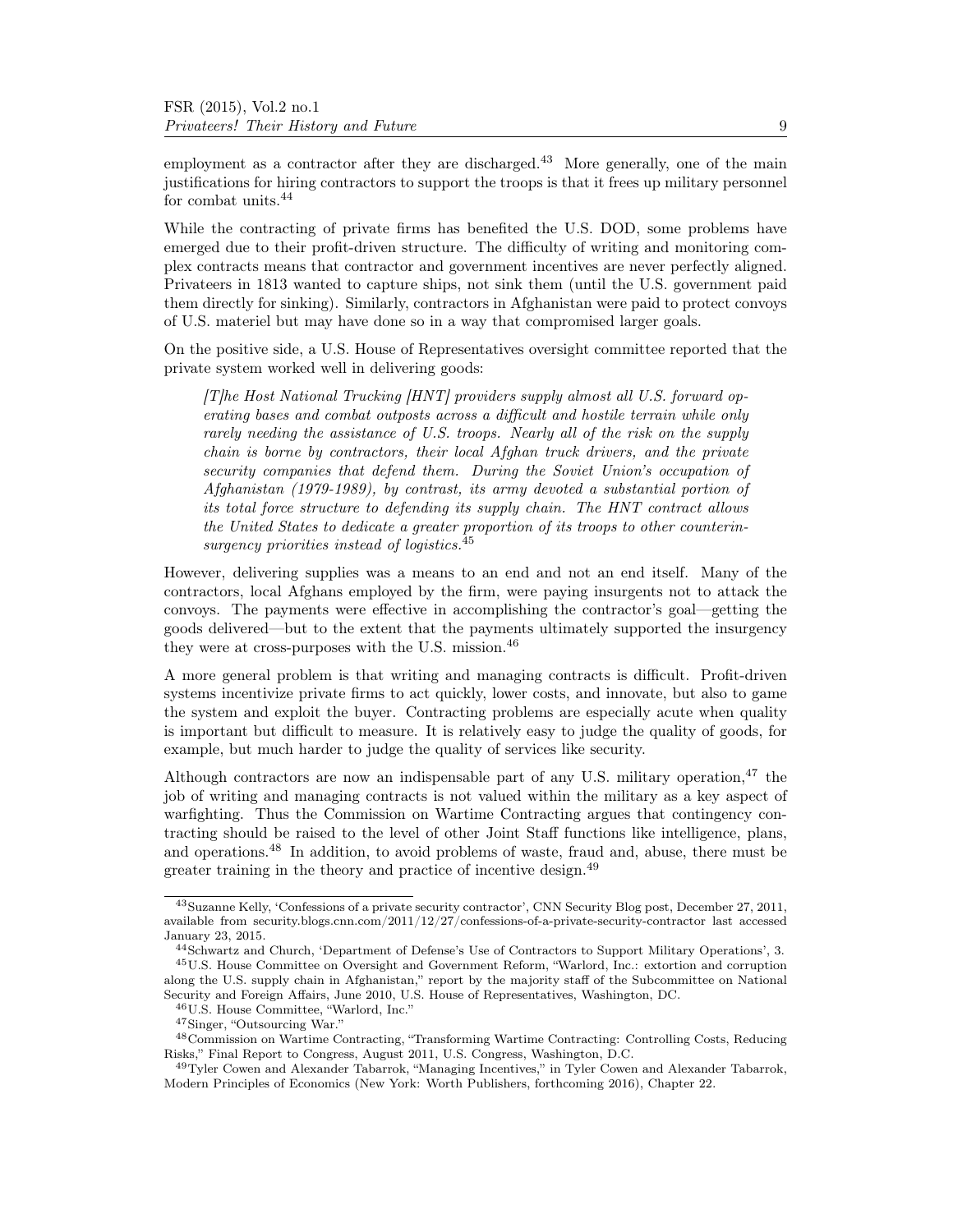employment as a contractor after they are discharged.[43] More generally, one of the main justifications for hiring contractors to support the troops is that it frees up military personnel for combat units.[44]

While the contracting of private firms has benefited the U.S. DOD, some problems have emerged due to their profit-driven structure. The difficulty of writing and monitoring complex contracts means that contractor and government incentives are never perfectly aligned. Privateers in 1813 wanted to capture ships, not sink them (until the U.S. government paid them directly for sinking). Similarly, contractors in Afghanistan were paid to protect convoys of U.S. materiel but may have done so in a way that compromised larger goals.

On the positive side, a U.S. House of Representatives oversight committee reported that the private system worked well in delivering goods:

> *[T]he Host National Trucking [HNT] providers supply almost all U.S. forward operating bases and combat outposts across a difficult and hostile terrain while only rarely needing the assistance of U.S. troops. Nearly all of the risk on the supply chain is borne by contractors, their local Afghan truck drivers, and the private security companies that defend them. During the Soviet Union's occupation of Afghanistan (1979-1989), by contrast, its army devoted a substantial portion of its total force structure to defending its supply chain. The HNT contract allows the United States to dedicate a greater proportion of its troops to other counterinsurgency priorities instead of logistics.*[45]

However, delivering supplies was a means to an end and not an end itself. Many of the contractors, local Afghans employed by the firm, were paying insurgents not to attack the convoys. The payments were effective in accomplishing the contractor's goal—getting the goods delivered—but to the extent that the payments ultimately supported the insurgency they were at cross-purposes with the U.S. mission.[46]

A more general problem is that writing and managing contracts is difficult. Profit-driven systems incentivize private firms to act quickly, lower costs, and innovate, but also to game the system and exploit the buyer. Contracting problems are especially acute when quality is important but difficult to measure. It is relatively easy to judge the quality of goods, for example, but much harder to judge the quality of services like security.

Although contractors are now an indispensable part of any U.S. military operation,[47] the job of writing and managing contracts is not valued within the military as a key aspect of warfighting. Thus the Commission on Wartime Contracting argues that contingency contracting should be raised to the level of other Joint Staff functions like intelligence, plans, and operations.[48] In addition, to avoid problems of waste, fraud and, abuse, there must be greater training in the theory and practice of incentive design.[49]

---

[43] Suzanne Kelly, 'Confessions of a private security contractor', CNN Security Blog post, December 27, 2011, available from security.blogs.cnn.com/2011/12/27/confessions-of-a-private-security-contractor last accessed January 23, 2015.

[44] Schwartz and Church, 'Department of Defense's Use of Contractors to Support Military Operations', 3.

[45] U.S. House Committee on Oversight and Government Reform, "Warlord, Inc.: extortion and corruption along the U.S. supply chain in Afghanistan," report by the majority staff of the Subcommittee on National Security and Foreign Affairs, June 2010, U.S. House of Representatives, Washington, DC.

[46] U.S. House Committee, "Warlord, Inc."

[47] Singer, "Outsourcing War."

[48] Commission on Wartime Contracting, "Transforming Wartime Contracting: Controlling Costs, Reducing Risks," Final Report to Congress, August 2011, U.S. Congress, Washington, D.C.

[49] Tyler Cowen and Alexander Tabarrok, "Managing Incentives," in Tyler Cowen and Alexander Tabarrok, Modern Principles of Economics (New York: Worth Publishers, forthcoming 2016), Chapter 22.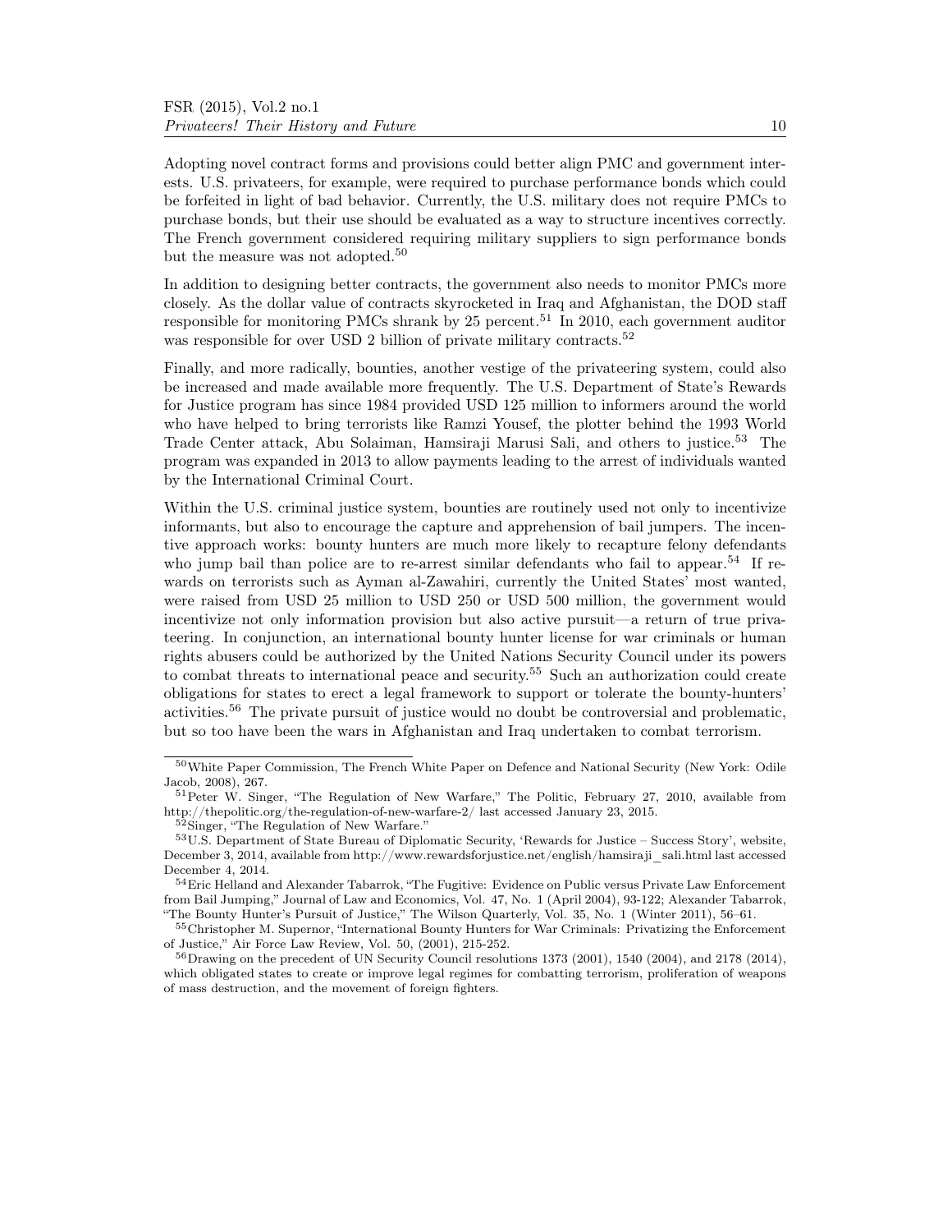Adopting novel contract forms and provisions could better align PMC and government interests. U.S. privateers, for example, were required to purchase performance bonds which could be forfeited in light of bad behavior. Currently, the U.S. military does not require PMCs to purchase bonds, but their use should be evaluated as a way to structure incentives correctly. The French government considered requiring military suppliers to sign performance bonds but the measure was not adopted.[50]

In addition to designing better contracts, the government also needs to monitor PMCs more closely. As the dollar value of contracts skyrocketed in Iraq and Afghanistan, the DOD staff responsible for monitoring PMCs shrank by 25 percent.[51] In 2010, each government auditor was responsible for over USD 2 billion of private military contracts.[52]

Finally, and more radically, bounties, another vestige of the privateering system, could also be increased and made available more frequently. The U.S. Department of State's Rewards for Justice program has since 1984 provided USD 125 million to informers around the world who have helped to bring terrorists like Ramzi Yousef, the plotter behind the 1993 World Trade Center attack, Abu Solaiman, Hamsiraji Marusi Sali, and others to justice.[53] The program was expanded in 2013 to allow payments leading to the arrest of individuals wanted by the International Criminal Court.

Within the U.S. criminal justice system, bounties are routinely used not only to incentivize informants, but also to encourage the capture and apprehension of bail jumpers. The incentive approach works: bounty hunters are much more likely to recapture felony defendants who jump bail than police are to re-arrest similar defendants who fail to appear.[54] If rewards on terrorists such as Ayman al-Zawahiri, currently the United States' most wanted, were raised from USD 25 million to USD 250 or USD 500 million, the government would incentivize not only information provision but also active pursuit—a return of true privateering. In conjunction, an international bounty hunter license for war criminals or human rights abusers could be authorized by the United Nations Security Council under its powers to combat threats to international peace and security.[55] Such an authorization could create obligations for states to erect a legal framework to support or tolerate the bounty-hunters' activities.[56] The private pursuit of justice would no doubt be controversial and problematic, but so too have been the wars in Afghanistan and Iraq undertaken to combat terrorism.

---

[50] White Paper Commission, The French White Paper on Defence and National Security (New York: Odile Jacob, 2008), 267.

[51] Peter W. Singer, "The Regulation of New Warfare," The Politic, February 27, 2010, available from http://thepolitic.org/the-regulation-of-new-warfare-2/ last accessed January 23, 2015.

[52] Singer, "The Regulation of New Warfare."

[53] U.S. Department of State Bureau of Diplomatic Security, 'Rewards for Justice – Success Story', website, December 3, 2014, available from http://www.rewardsforjustice.net/english/hamsiraji_sali.html last accessed December 4, 2014.

[54] Eric Helland and Alexander Tabarrok, "The Fugitive: Evidence on Public versus Private Law Enforcement from Bail Jumping," Journal of Law and Economics, Vol. 47, No. 1 (April 2004), 93-122; Alexander Tabarrok, "The Bounty Hunter's Pursuit of Justice," The Wilson Quarterly, Vol. 35, No. 1 (Winter 2011), 56–61.

[55] Christopher M. Supernor, "International Bounty Hunters for War Criminals: Privatizing the Enforcement of Justice," Air Force Law Review, Vol. 50, (2001), 215-252.

[56] Drawing on the precedent of UN Security Council resolutions 1373 (2001), 1540 (2004), and 2178 (2014), which obligated states to create or improve legal regimes for combatting terrorism, proliferation of weapons of mass destruction, and the movement of foreign fighters.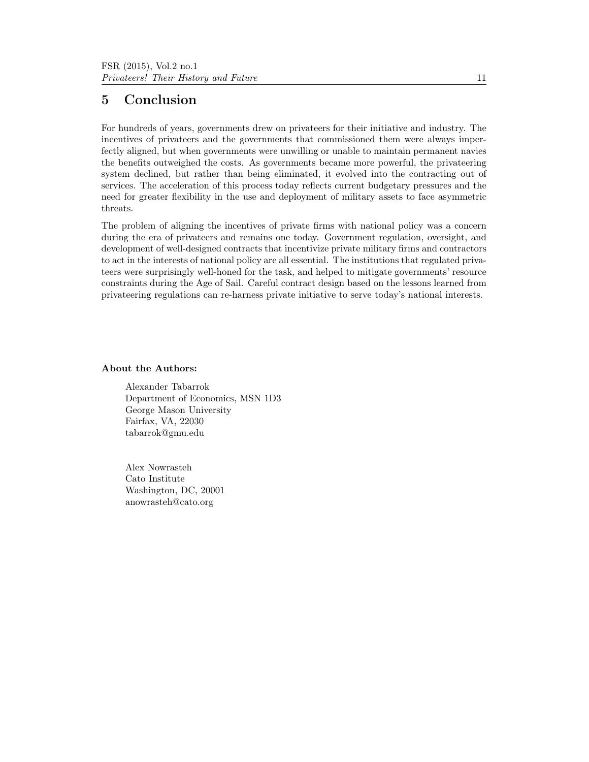## 5 Conclusion

For hundreds of years, governments drew on privateers for their initiative and industry. The incentives of privateers and the governments that commissioned them were always imperfectly aligned, but when governments were unwilling or unable to maintain permanent navies the benefits outweighed the costs. As governments became more powerful, the privateering system declined, but rather than being eliminated, it evolved into the contracting out of services. The acceleration of this process today reflects current budgetary pressures and the need for greater flexibility in the use and deployment of military assets to face asymmetric threats.

The problem of aligning the incentives of private firms with national policy was a concern during the era of privateers and remains one today. Government regulation, oversight, and development of well-designed contracts that incentivize private military firms and contractors to act in the interests of national policy are all essential. The institutions that regulated privateers were surprisingly well-honed for the task, and helped to mitigate governments' resource constraints during the Age of Sail. Careful contract design based on the lessons learned from privateering regulations can re-harness private initiative to serve today's national interests.

**About the Authors:**

Alexander Tabarrok
Department of Economics, MSN 1D3
George Mason University
Fairfax, VA, 22030
tabarrok@gmu.edu

Alex Nowrasteh
Cato Institute
Washington, DC, 20001
anowrasteh@cato.org